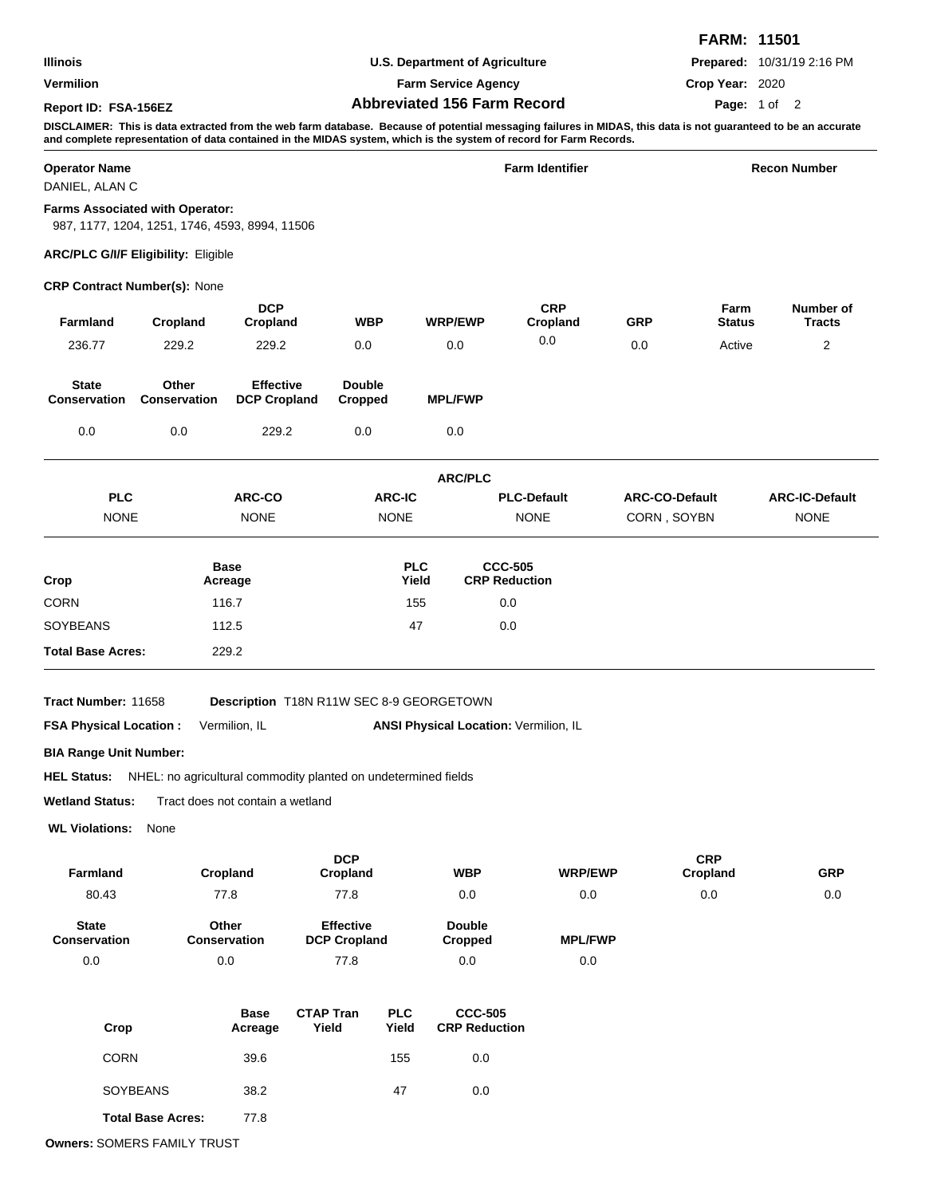**FARM: 11501**

| | | |
|---|---|---|
| **Illinois** | **U.S. Department of Agriculture** | **Prepared:** 10/31/19 2:16 PM |
| **Vermilion** | **Farm Service Agency** | **Crop Year:** 2020 |
| **Report ID: FSA-156EZ** | **Abbreviated 156 Farm Record** | |

**DISCLAIMER: This is data extracted from the web farm database. Because of potential messaging failures in MIDAS, this data is not guaranteed to be an accurate and complete representation of data contained in the MIDAS system, which is the system of record for Farm Records.**

| **Operator Name** | **Farm Identifier** | **Recon Number** |
|---|---|---|
| DANIEL, ALAN C | | |

**Farms Associated with Operator:**
987, 1177, 1204, 1251, 1746, 4593, 8994, 11506

**ARC/PLC G/I/F Eligibility:** Eligible

**CRP Contract Number(s):** None

| Farmland | Cropland | DCP Cropland | WBP | WRP/EWP | CRP Cropland | GRP | Farm Status | Number of Tracts |
|---|---|---|---|---|---|---|---|---|
| 236.77 | 229.2 | 229.2 | 0.0 | 0.0 | 0.0 | 0.0 | Active | 2 |

| State Conservation | Other Conservation | Effective DCP Cropland | Double Cropped | MPL/FWP |
|---|---|---|---|---|
| 0.0 | 0.0 | 229.2 | 0.0 | 0.0 |

**ARC/PLC**

| PLC | ARC-CO | ARC-IC | PLC-Default | ARC-CO-Default | ARC-IC-Default |
|---|---|---|---|---|---|
| NONE | NONE | NONE | NONE | CORN , SOYBN | NONE |

| Crop | Base Acreage | PLC Yield | CCC-505 CRP Reduction |
|---|---|---|---|
| CORN | 116.7 | 155 | 0.0 |
| SOYBEANS | 112.5 | 47 | 0.0 |
| **Total Base Acres:** | 229.2 | | |

**Tract Number:** 11658 **Description** T18N R11W SEC 8-9 GEORGETOWN

**FSA Physical Location :** Vermilion, IL **ANSI Physical Location:** Vermilion, IL

**BIA Range Unit Number:**

**HEL Status:** NHEL: no agricultural commodity planted on undetermined fields

**Wetland Status:** Tract does not contain a wetland

**WL Violations:** None

| Farmland | Cropland | DCP Cropland | WBP | WRP/EWP | CRP Cropland | GRP |
|---|---|---|---|---|---|---|
| 80.43 | 77.8 | 77.8 | 0.0 | 0.0 | 0.0 | 0.0 |

| State Conservation | Other Conservation | Effective DCP Cropland | Double Cropped | MPL/FWP |
|---|---|---|---|---|
| 0.0 | 0.0 | 77.8 | 0.0 | 0.0 |

| Crop | Base Acreage | CTAP Tran Yield | PLC Yield | CCC-505 CRP Reduction |
|---|---|---|---|---|
| CORN | 39.6 | | 155 | 0.0 |
| SOYBEANS | 38.2 | | 47 | 0.0 |
| **Total Base Acres:** | 77.8 | | | |

**Owners:** SOMERS FAMILY TRUST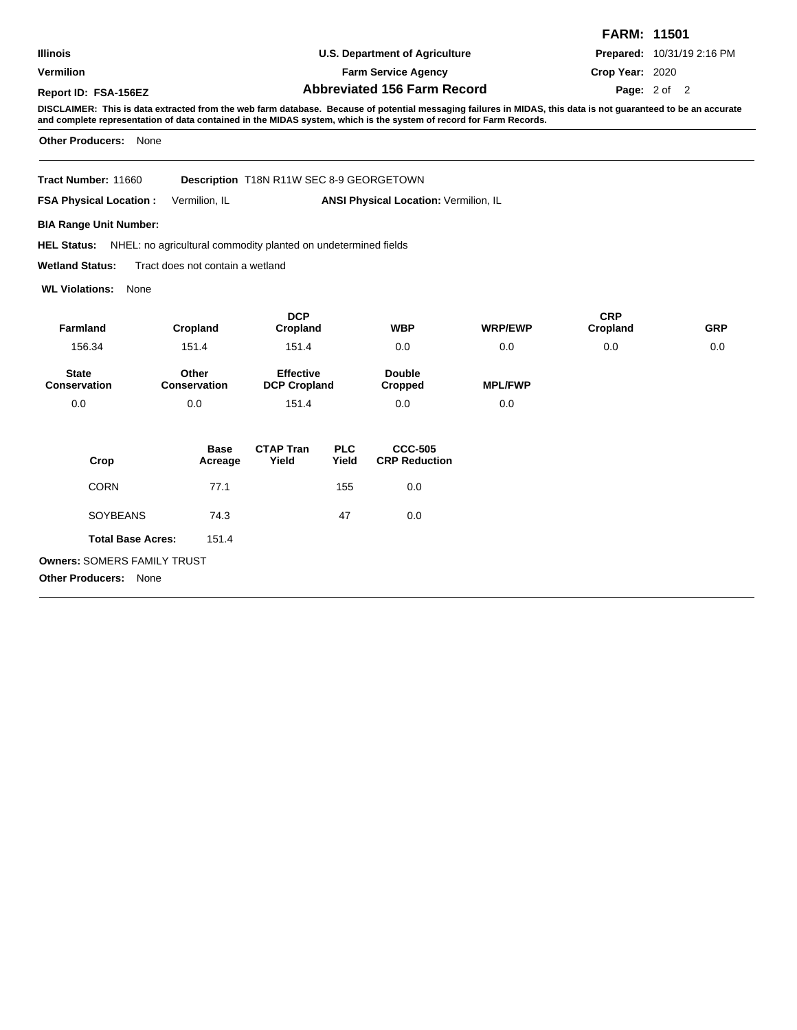**FARM: 11501**

**Illinois** | **U.S. Department of Agriculture** | **Prepared:** 10/31/19 2:16 PM

**Vermilion** | **Farm Service Agency** | **Crop Year:** 2020

**Report ID: FSA-156EZ** | **Abbreviated 156 Farm Record**

**DISCLAIMER: This is data extracted from the web farm database. Because of potential messaging failures in MIDAS, this data is not guaranteed to be an accurate and complete representation of data contained in the MIDAS system, which is the system of record for Farm Records.**

**Other Producers:** None

---

**Tract Number:** 11660 **Description** T18N R11W SEC 8-9 GEORGETOWN

**FSA Physical Location :** Vermilion, IL **ANSI Physical Location:** Vermilion, IL

**BIA Range Unit Number:**

**HEL Status:** NHEL: no agricultural commodity planted on undetermined fields

**Wetland Status:** Tract does not contain a wetland

**WL Violations:** None

| Farmland | Cropland | DCP Cropland | WBP | WRP/EWP | CRP Cropland | GRP |
|---|---|---|---|---|---|---|
| 156.34 | 151.4 | 151.4 | 0.0 | 0.0 | 0.0 | 0.0 |

| State Conservation | Other Conservation | Effective DCP Cropland | Double Cropped | MPL/FWP |
|---|---|---|---|---|
| 0.0 | 0.0 | 151.4 | 0.0 | 0.0 |

| Crop | Base Acreage | CTAP Tran Yield | PLC Yield | CCC-505 CRP Reduction |
|---|---|---|---|---|
| CORN | 77.1 | | 155 | 0.0 |
| SOYBEANS | 74.3 | | 47 | 0.0 |
| **Total Base Acres:** | 151.4 | | | |

**Owners:** SOMERS FAMILY TRUST

**Other Producers:** None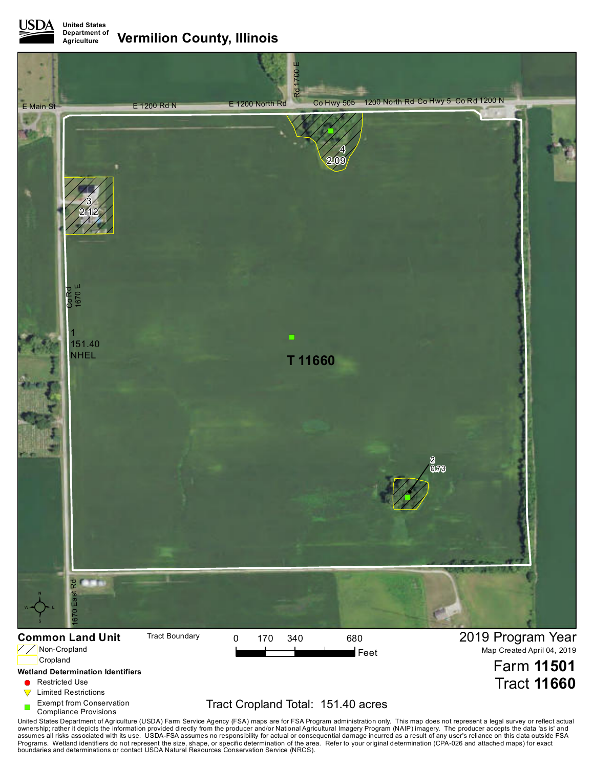**USDA** United States Department of Agriculture

# Vermilion County, Illinois

E Main St | E 1200 Rd N | E 1200 North Rd | Rd 1700 E | Co Hwy 505 | 1200 North Rd | Co Hwy 5 | Co Rd 1200 N

Co Rd 1670 E

1670 East Rd

4
2.09

3
2.12

1
151.40
NHEL

**T 11660**

2
0.73

## Common Land Unit

- Non-Cropland
- Cropland

Tract Boundary

0 170 340 680 Feet

## Wetland Determination Identifiers

- Restricted Use
- Limited Restrictions
- Exempt from Conservation Compliance Provisions

Tract Cropland Total: 151.40 acres

2019 Program Year

Map Created April 04, 2019

Farm **11501**

Tract **11660**

United States Department of Agriculture (USDA) Farm Service Agency (FSA) maps are for FSA Program administration only. This map does not represent a legal survey or reflect actual ownership; rather it depicts the information provided directly from the producer and/or National Agricultural Imagery Program (NAIP) imagery. The producer accepts the data 'as is' and assumes all risks associated with its use. USDA-FSA assumes no responsibility for actual or consequential damage incurred as a result of any user's reliance on this data outside FSA Programs. Wetland identifiers do not represent the size, shape, or specific determination of the area. Refer to your original determination (CPA-026 and attached maps) for exact boundaries and determinations or contact USDA Natural Resources Conservation Service (NRCS).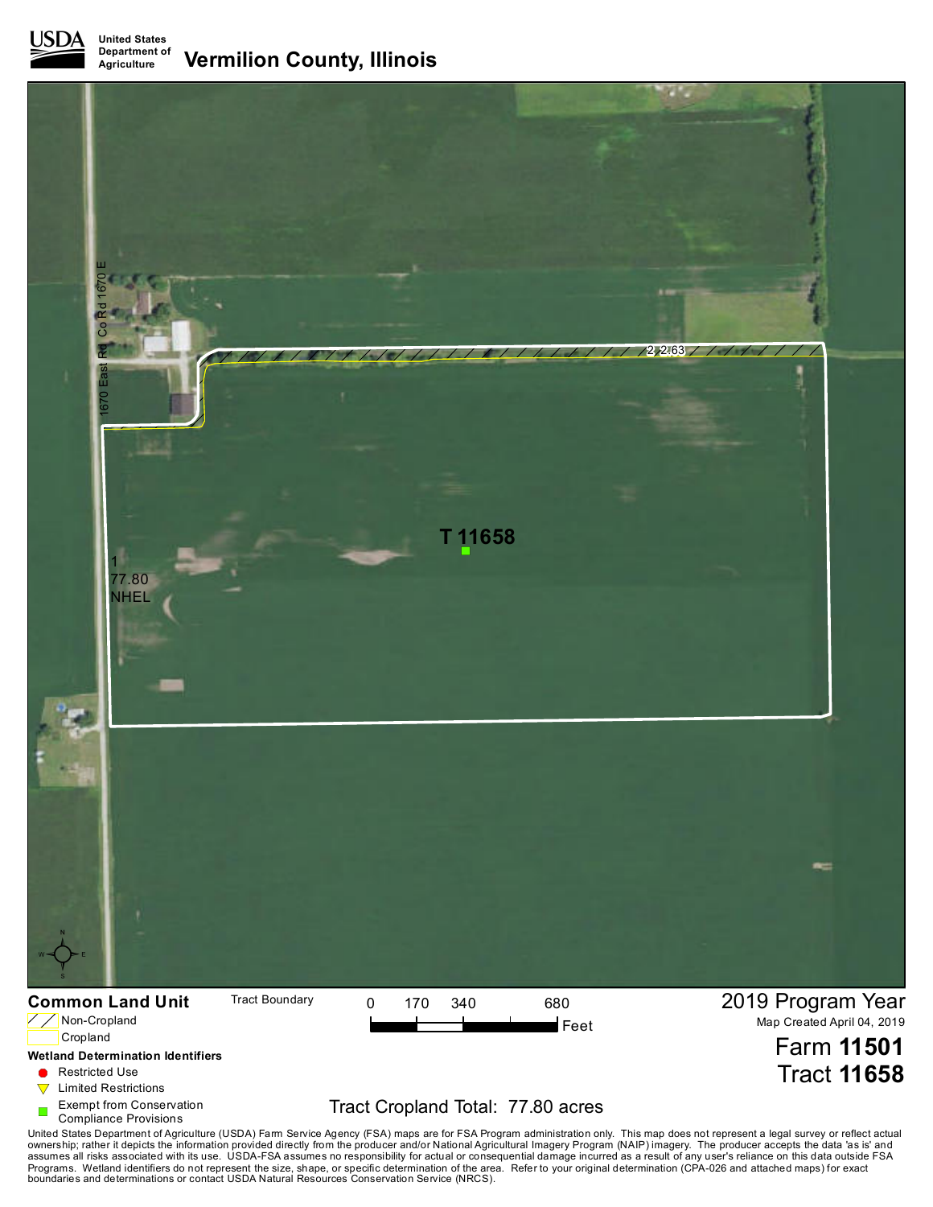**USDA** United States Department of Agriculture

# Vermilion County, Illinois

1670 East Rd Co Rd 1670 E

2 2.63

T 11658

1
77.80
NHEL

N
W E
S

## Common Land Unit

Non-Cropland

Cropland

Tract Boundary

0 170 340 680 Feet

**Wetland Determination Identifiers**

- Restricted Use
- Limited Restrictions
- Exempt from Conservation Compliance Provisions

Tract Cropland Total: 77.80 acres

2019 Program Year

Map Created April 04, 2019

Farm **11501**

Tract **11658**

United States Department of Agriculture (USDA) Farm Service Agency (FSA) maps are for FSA Program administration only. This map does not represent a legal survey or reflect actual ownership; rather it depicts the information provided directly from the producer and/or National Agricultural Imagery Program (NAIP) imagery. The producer accepts the data 'as is' and assumes all risks associated with its use. USDA-FSA assumes no responsibility for actual or consequential damage incurred as a result of any user's reliance on this data outside FSA Programs. Wetland identifiers do not represent the size, shape, or specific determination of the area. Refer to your original determination (CPA-026 and attached maps) for exact boundaries and determinations or contact USDA Natural Resources Conservation Service (NRCS).